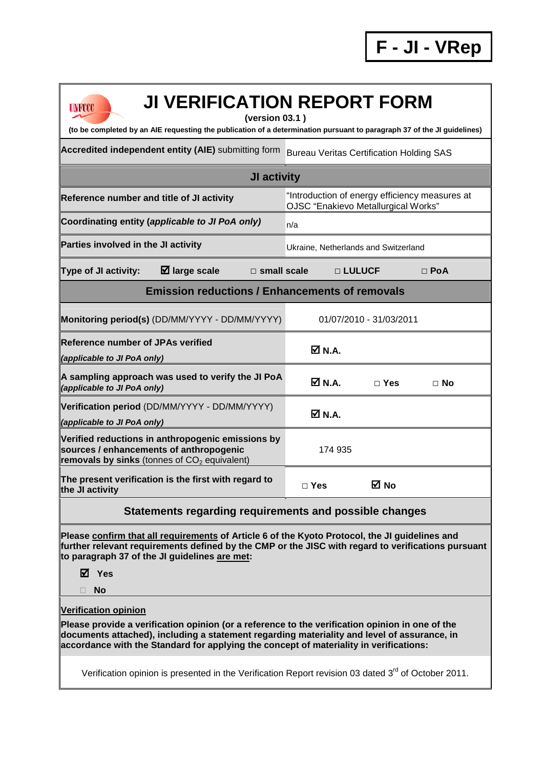**F - JI - VRep**

# JI VERIFICATION REPORT FORM

**(version 03.1 )**

**(to be completed by an AIE requesting the publication of a determination pursuant to paragraph 37 of the JI guidelines)**

| | |
|---|---|
| **Accredited independent entity (AIE)** submitting form | Bureau Veritas Certification Holding SAS |
| **JI activity** | |
| **Reference number and title of JI activity** | "Introduction of energy efficiency measures at OJSC "Enakievo Metallurgical Works" |
| **Coordinating entity** ***(applicable to JI PoA only)*** | n/a |
| **Parties involved in the JI activity** | Ukraine, Netherlands and Switzerland |
| **Type of JI activity:** ☑ **large scale** □ **small scale** □ **LULUCF** □ **PoA** | |
| **Emission reductions / Enhancements of removals** | |
| **Monitoring period(s)** (DD/MM/YYYY - DD/MM/YYYY) | 01/07/2010 - 31/03/2011 |
| **Reference number of JPAs verified** ***(applicable to JI PoA only)*** | ☑ **N.A.** |
| **A sampling approach was used to verify the JI PoA** ***(applicable to JI PoA only)*** | ☑ **N.A.** □ **Yes** □ **No** |
| **Verification period** (DD/MM/YYYY - DD/MM/YYYY) ***(applicable to JI PoA only)*** | ☑ **N.A.** |
| **Verified reductions in anthropogenic emissions by sources / enhancements of anthropogenic removals by sinks** (tonnes of $CO_2$ equivalent) | 174 935 |
| **The present verification is the first with regard to the JI activity** | □ **Yes** ☑ **No** |

## Statements regarding requirements and possible changes

**Please confirm that all requirements of Article 6 of the Kyoto Protocol, the JI guidelines and further relevant requirements defined by the CMP or the JISC with regard to verifications pursuant to paragraph 37 of the JI guidelines are met:**

☑ **Yes**

□ **No**

**Verification opinion**

**Please provide a verification opinion (or a reference to the verification opinion in one of the documents attached), including a statement regarding materiality and level of assurance, in accordance with the Standard for applying the concept of materiality in verifications:**

Verification opinion is presented in the Verification Report revision 03 dated 3rd of October 2011.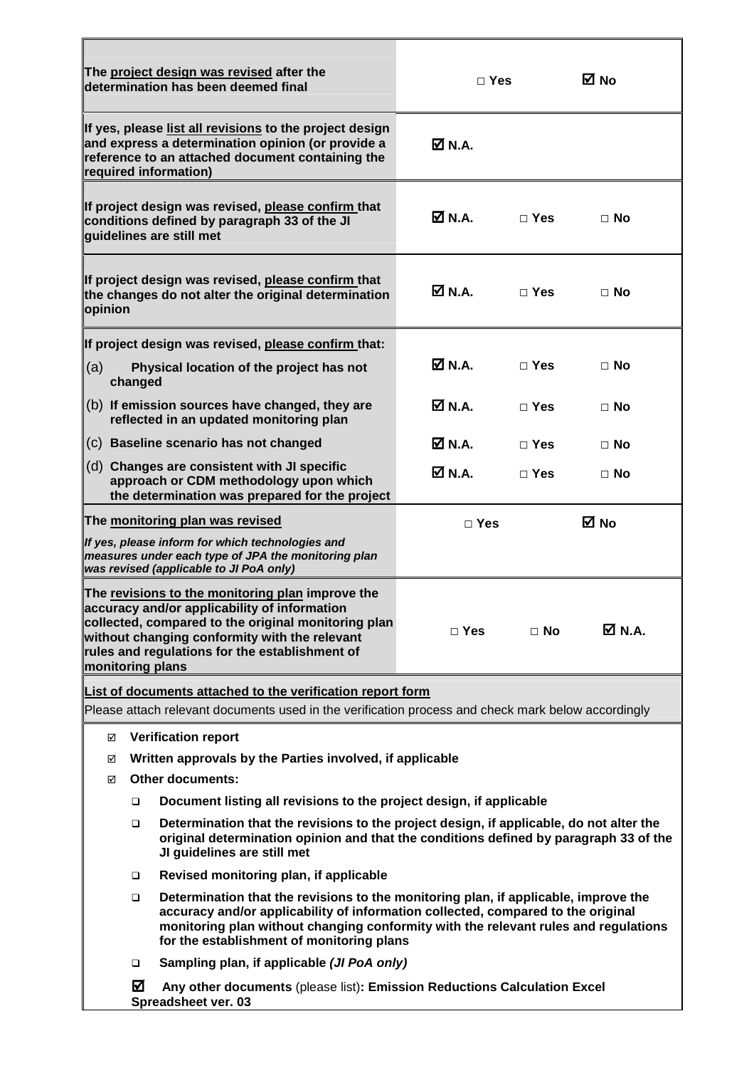| | | | |
|---|---|---|---|
| **The project design was revised after the determination has been deemed final** | □ Yes | | ☑ No |
| **If yes, please list all revisions to the project design and express a determination opinion (or provide a reference to an attached document containing the required information)** | ☑ N.A. | | |
| **If project design was revised, please confirm that conditions defined by paragraph 33 of the JI guidelines are still met** | ☑ N.A. | □ Yes | □ No |
| **If project design was revised, please confirm that the changes do not alter the original determination opinion** | ☑ N.A. | □ Yes | □ No |
| **If project design was revised, please confirm that:** | | | |
| (a) **Physical location of the project has not changed** | ☑ N.A. | □ Yes | □ No |
| (b) **If emission sources have changed, they are reflected in an updated monitoring plan** | ☑ N.A. | □ Yes | □ No |
| (c) **Baseline scenario has not changed** | ☑ N.A. | □ Yes | □ No |
| (d) **Changes are consistent with JI specific approach or CDM methodology upon which the determination was prepared for the project** | ☑ N.A. | □ Yes | □ No |
| **The monitoring plan was revised** *If yes, please inform for which technologies and measures under each type of JPA the monitoring plan was revised (applicable to JI PoA only)* | □ Yes | | ☑ No |
| **The revisions to the monitoring plan improve the accuracy and/or applicability of information collected, compared to the original monitoring plan without changing conformity with the relevant rules and regulations for the establishment of monitoring plans** | □ Yes | □ No | ☑ N.A. |

**List of documents attached to the verification report form**

Please attach relevant documents used in the verification process and check mark below accordingly

- ☑ **Verification report**
- ☑ **Written approvals by the Parties involved, if applicable**
- ☑ **Other documents:**
  - ❑ **Document listing all revisions to the project design, if applicable**
  - ❑ **Determination that the revisions to the project design, if applicable, do not alter the original determination opinion and that the conditions defined by paragraph 33 of the JI guidelines are still met**
  - ❑ **Revised monitoring plan, if applicable**
  - ❑ **Determination that the revisions to the monitoring plan, if applicable, improve the accuracy and/or applicability of information collected, compared to the original monitoring plan without changing conformity with the relevant rules and regulations for the establishment of monitoring plans**
  - ❑ **Sampling plan, if applicable** ***(JI PoA only)***
  - ☑ **Any other documents** (please list)**: Emission Reductions Calculation Excel Spreadsheet ver. 03**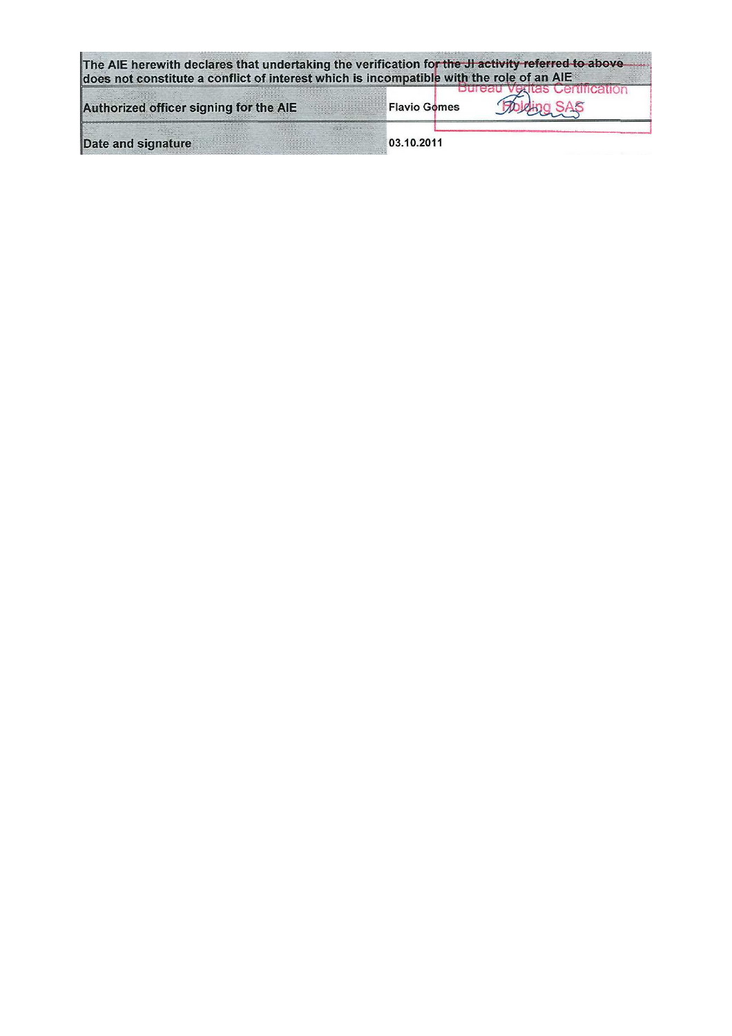| | |
|---|---|
| The AIE herewith declares that undertaking the verification for the JI activity referred to above does not constitute a conflict of interest which is incompatible with the role of an AIE | |
| Authorized officer signing for the AIE | Flavio Gomes Bureau Veritas Certification Holding SAS |
| Date and signature | 03.10.2011 |